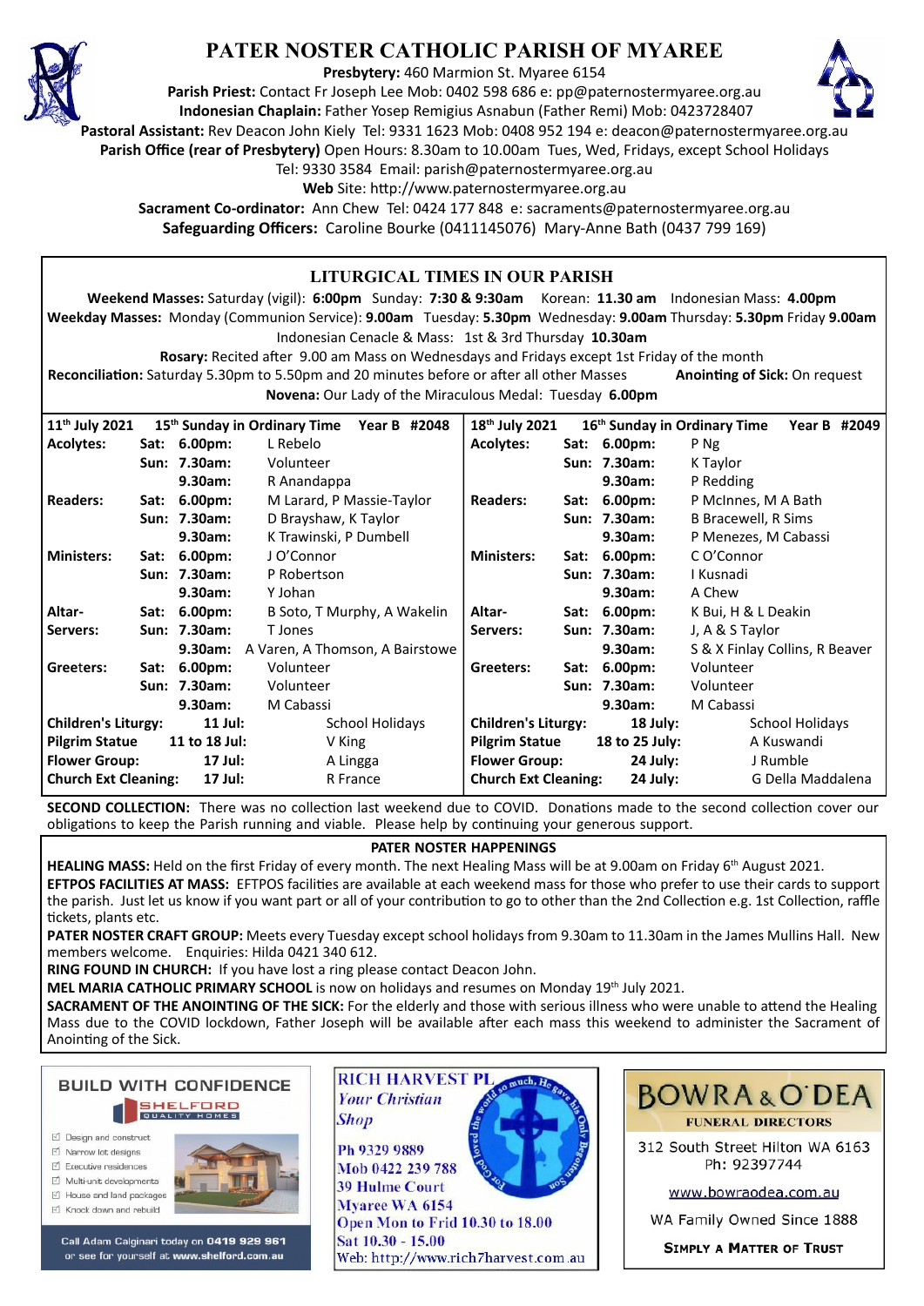# PATER NOSTER CATHOLIC PARISH OF MYAREE

**Presbytery:** 460 Marmion St. Myaree 6154
**Parish Priest:** Contact Fr Joseph Lee Mob: 0402 598 686 e: pp@paternostermyaree.org.au
**Indonesian Chaplain:** Father Yosep Remigius Asnabun (Father Remi) Mob: 0423728407
**Pastoral Assistant:** Rev Deacon John Kiely Tel: 9331 1623 Mob: 0408 952 194 e: deacon@paternostermyaree.org.au
**Parish Office (rear of Presbytery)** Open Hours: 8.30am to 10.00am Tues, Wed, Fridays, except School Holidays
Tel: 9330 3584 Email: parish@paternostermyaree.org.au
**Web** Site: http://www.paternostermyaree.org.au
**Sacrament Co-ordinator:** Ann Chew Tel: 0424 177 848 e: sacraments@paternostermyaree.org.au
**Safeguarding Officers:** Caroline Bourke (0411145076) Mary-Anne Bath (0437 799 169)

## LITURGICAL TIMES IN OUR PARISH

**Weekend Masses:** Saturday (vigil): **6:00pm** Sunday: **7:30 & 9:30am** Korean: **11.30 am** Indonesian Mass: **4.00pm**
**Weekday Masses:** Monday (Communion Service): **9.00am** Tuesday: **5.30pm** Wednesday: **9.00am** Thursday: **5.30pm** Friday **9.00am**
Indonesian Cenacle & Mass: 1st & 3rd Thursday **10.30am**
**Rosary:** Recited after 9.00 am Mass on Wednesdays and Fridays except 1st Friday of the month
**Reconciliation:** Saturday 5.30pm to 5.50pm and 20 minutes before or after all other Masses **Anointing of Sick:** On request
**Novena:** Our Lady of the Miraculous Medal: Tuesday **6.00pm**

| 11th July 2021 | | 15th Sunday in Ordinary Time Year B #2048 | 18th July 2021 | | 16th Sunday in Ordinary Time Year B #2049 |
|---|---|---|---|---|---|
| **Acolytes:** | **Sat: 6.00pm:** | L Rebelo | **Acolytes:** | **Sat: 6.00pm:** | P Ng |
| | **Sun: 7.30am:** | Volunteer | | **Sun: 7.30am:** | K Taylor |
| | **9.30am:** | R Anandappa | | **9.30am:** | P Redding |
| **Readers:** | **Sat: 6.00pm:** | M Larard, P Massie-Taylor | **Readers:** | **Sat: 6.00pm:** | P McInnes, M A Bath |
| | **Sun: 7.30am:** | D Brayshaw, K Taylor | | **Sun: 7.30am:** | B Bracewell, R Sims |
| | **9.30am:** | K Trawinski, P Dumbell | | **9.30am:** | P Menezes, M Cabassi |
| **Ministers:** | **Sat: 6.00pm:** | J O'Connor | **Ministers:** | **Sat: 6.00pm:** | C O'Connor |
| | **Sun: 7.30am:** | P Robertson | | **Sun: 7.30am:** | I Kusnadi |
| | **9.30am:** | Y Johan | | **9.30am:** | A Chew |
| **Altar-Servers:** | **Sat: 6.00pm:** | B Soto, T Murphy, A Wakelin | **Altar-Servers:** | **Sat: 6.00pm:** | K Bui, H & L Deakin |
| | **Sun: 7.30am:** | T Jones | | **Sun: 7.30am:** | J, A & S Taylor |
| | **9.30am:** | A Varen, A Thomson, A Bairstowe | | **9.30am:** | S & X Finlay Collins, R Beaver |
| **Greeters:** | **Sat: 6.00pm:** | Volunteer | **Greeters:** | **Sat: 6.00pm:** | Volunteer |
| | **Sun: 7.30am:** | Volunteer | | **Sun: 7.30am:** | Volunteer |
| | **9.30am:** | M Cabassi | | **9.30am:** | M Cabassi |
| **Children's Liturgy:** | **11 Jul:** | School Holidays | **Children's Liturgy:** | **18 July:** | School Holidays |
| **Pilgrim Statue** | **11 to 18 Jul:** | V King | **Pilgrim Statue** | **18 to 25 July:** | A Kuswandi |
| **Flower Group:** | **17 Jul:** | A Lingga | **Flower Group:** | **24 July:** | J Rumble |
| **Church Ext Cleaning:** | **17 Jul:** | R France | **Church Ext Cleaning:** | **24 July:** | G Della Maddalena |

**SECOND COLLECTION:** There was no collection last weekend due to COVID. Donations made to the second collection cover our obligations to keep the Parish running and viable. Please help by continuing your generous support.

## PATER NOSTER HAPPENINGS

**HEALING MASS:** Held on the first Friday of every month. The next Healing Mass will be at 9.00am on Friday 6th August 2021.

**EFTPOS FACILITIES AT MASS:** EFTPOS facilities are available at each weekend mass for those who prefer to use their cards to support the parish. Just let us know if you want part or all of your contribution to go to other than the 2nd Collection e.g. 1st Collection, raffle tickets, plants etc.

**PATER NOSTER CRAFT GROUP:** Meets every Tuesday except school holidays from 9.30am to 11.30am in the James Mullins Hall. New members welcome. Enquiries: Hilda 0421 340 612.

**RING FOUND IN CHURCH:** If you have lost a ring please contact Deacon John.

**MEL MARIA CATHOLIC PRIMARY SCHOOL** is now on holidays and resumes on Monday 19th July 2021.

**SACRAMENT OF THE ANOINTING OF THE SICK:** For the elderly and those with serious illness who were unable to attend the Healing Mass due to the COVID lockdown, Father Joseph will be available after each mass this weekend to administer the Sacrament of Anointing of the Sick.

**BUILD WITH CONFIDENCE** — SHELFORD QUALITY HOMES
- Design and construct
- Narrow lot designs
- Executive residences
- Multi-unit developments
- House and land packages
- Knock down and rebuild

Call Adam Calginari today on 0419 929 961 or see for yourself at www.shelford.com.au

**RICH HARVEST PL**
*Your Christian Shop*
Ph 9329 9889
Mob 0422 239 788
39 Hulme Court
Myaree WA 6154
Open Mon to Frid 10.30 to 18.00
Sat 10.30 - 15.00
Web: http://www.rich7harvest.com.au

**BOWRA & O'DEA**
FUNERAL DIRECTORS
312 South Street Hilton WA 6163
Ph: 92397744
www.bowraodea.com.au
WA Family Owned Since 1888
SIMPLY A MATTER OF TRUST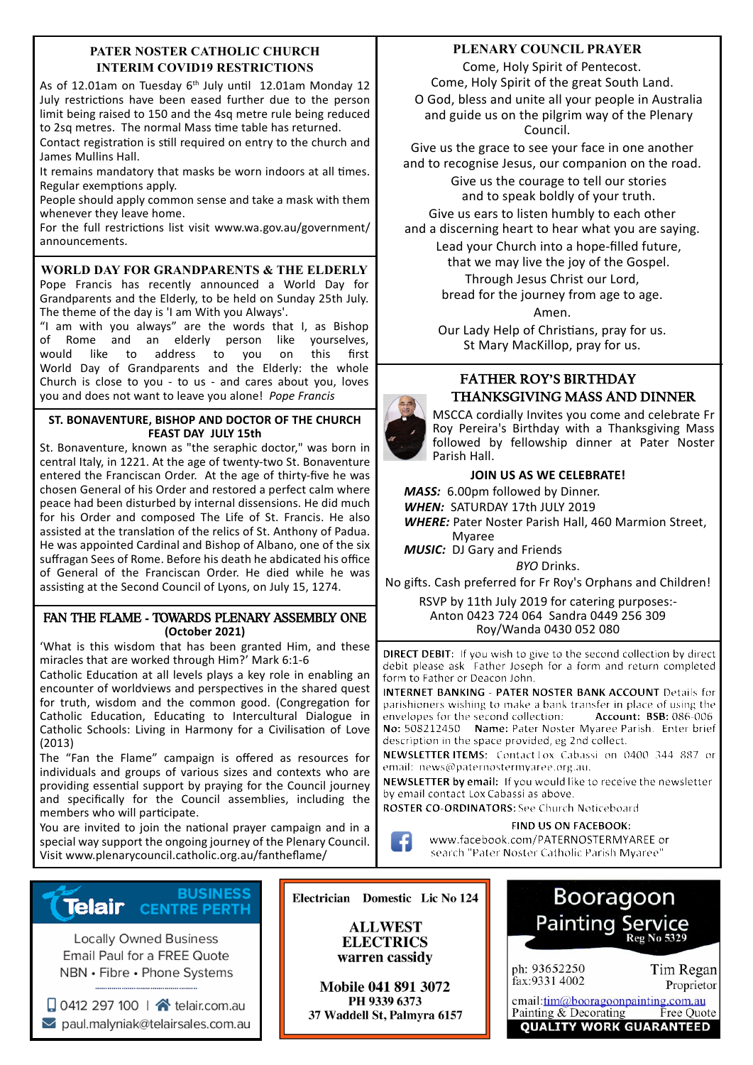## PATER NOSTER CATHOLIC CHURCH
## INTERIM COVID19 RESTRICTIONS

As of 12.01am on Tuesday 6th July until 12.01am Monday 12 July restrictions have been eased further due to the person limit being raised to 150 and the 4sq metre rule being reduced to 2sq metres. The normal Mass time table has returned.

Contact registration is still required on entry to the church and James Mullins Hall.

It remains mandatory that masks be worn indoors at all times. Regular exemptions apply.

People should apply common sense and take a mask with them whenever they leave home.

For the full restrictions list visit www.wa.gov.au/government/announcements.

## WORLD DAY FOR GRANDPARENTS & THE ELDERLY

Pope Francis has recently announced a World Day for Grandparents and the Elderly, to be held on Sunday 25th July. The theme of the day is 'I am With you Always'.

"I am with you always" are the words that I, as Bishop of Rome and an elderly person like yourselves, would like to address to you on this first World Day of Grandparents and the Elderly: the whole Church is close to you - to us - and cares about you, loves you and does not want to leave you alone! *Pope Francis*

## ST. BONAVENTURE, BISHOP AND DOCTOR OF THE CHURCH
## FEAST DAY JULY 15th

St. Bonaventure, known as "the seraphic doctor," was born in central Italy, in 1221. At the age of twenty-two St. Bonaventure entered the Franciscan Order. At the age of thirty-five he was chosen General of his Order and restored a perfect calm where peace had been disturbed by internal dissensions. He did much for his Order and composed The Life of St. Francis. He also assisted at the translation of the relics of St. Anthony of Padua. He was appointed Cardinal and Bishop of Albano, one of the six suffragan Sees of Rome. Before his death he abdicated his office of General of the Franciscan Order. He died while he was assisting at the Second Council of Lyons, on July 15, 1274.

## FAN THE FLAME - TOWARDS PLENARY ASSEMBLY ONE (October 2021)

'What is this wisdom that has been granted Him, and these miracles that are worked through Him?' Mark 6:1-6

Catholic Education at all levels plays a key role in enabling an encounter of worldviews and perspectives in the shared quest for truth, wisdom and the common good. (Congregation for Catholic Education, Educating to Intercultural Dialogue in Catholic Schools: Living in Harmony for a Civilisation of Love (2013)

The "Fan the Flame" campaign is offered as resources for individuals and groups of various sizes and contexts who are providing essential support by praying for the Council journey and specifically for the Council assemblies, including the members who will participate.

You are invited to join the national prayer campaign and in a special way support the ongoing journey of the Plenary Council. Visit www.plenarycouncil.catholic.org.au/fantheflame/

## PLENARY COUNCIL PRAYER

Come, Holy Spirit of Pentecost.
Come, Holy Spirit of the great South Land.
O God, bless and unite all your people in Australia and guide us on the pilgrim way of the Plenary Council.
Give us the grace to see your face in one another and to recognise Jesus, our companion on the road.
Give us the courage to tell our stories and to speak boldly of your truth.
Give us ears to listen humbly to each other and a discerning heart to hear what you are saying.
Lead your Church into a hope-filled future, that we may live the joy of the Gospel.
Through Jesus Christ our Lord, bread for the journey from age to age.
Amen.
Our Lady Help of Christians, pray for us.
St Mary MacKillop, pray for us.

## FATHER ROY'S BIRTHDAY THANKSGIVING MASS AND DINNER

MSCCA cordially Invites you come and celebrate Fr Roy Pereira's Birthday with a Thanksgiving Mass followed by fellowship dinner at Pater Noster Parish Hall.

**JOIN US AS WE CELEBRATE!**

***MASS:*** 6.00pm followed by Dinner.
***WHEN:*** SATURDAY 17th JULY 2019
***WHERE:*** Pater Noster Parish Hall, 460 Marmion Street, Myaree
***MUSIC:*** DJ Gary and Friends
*BYO* Drinks.

No gifts. Cash preferred for Fr Roy's Orphans and Children!

RSVP by 11th July 2019 for catering purposes:-
Anton 0423 724 064 Sandra 0449 256 309
Roy/Wanda 0430 052 080

**DIRECT DEBIT**: If you wish to give to the second collection by direct debit please ask Father Joseph for a form and return completed form to Father or Deacon John.

**INTERNET BANKING - PATER NOSTER BANK ACCOUNT** Details for parishioners wishing to make a bank transfer in place of using the envelopes for the second collection: **Account: BSB:** 086-006 **No:** 508212450 **Name:** Pater Noster Myaree Parish. Enter brief description in the space provided, eg 2nd collect.

**NEWSLETTER ITEMS**: Contact Lox Cabassi on 0400 344 887 or email: news@paternostermyaree.org.au.

**NEWSLETTER by email**: If you would like to receive the newsletter by email contact Lox Cabassi as above.

**ROSTER CO-ORDINATORS**: See Church Noticeboard

**FIND US ON FACEBOOK:**
www.facebook.com/PATERNOSTERMYAREE or search "Pater Noster Catholic Parish Myaree"

---

**Telair BUSINESS CENTRE PERTH**
Locally Owned Business
Email Paul for a FREE Quote
NBN • Fibre • Phone Systems
0412 297 100 | telair.com.au
paul.malyniak@telairsales.com.au

**Electrician Domestic Lic No 124**
**ALLWEST ELECTRICS**
**warren cassidy**
**Mobile 041 891 3072**
**PH 9339 6373**
**37 Waddell St, Palmyra 6157**

**Booragoon Painting Service**
Reg No 5329
ph: 93652250
fax:9331 4002
Tim Regan
Proprietor
email: tim@booragoonpainting.com.au
Painting & Decorating Free Quote
**QUALITY WORK GUARANTEED**